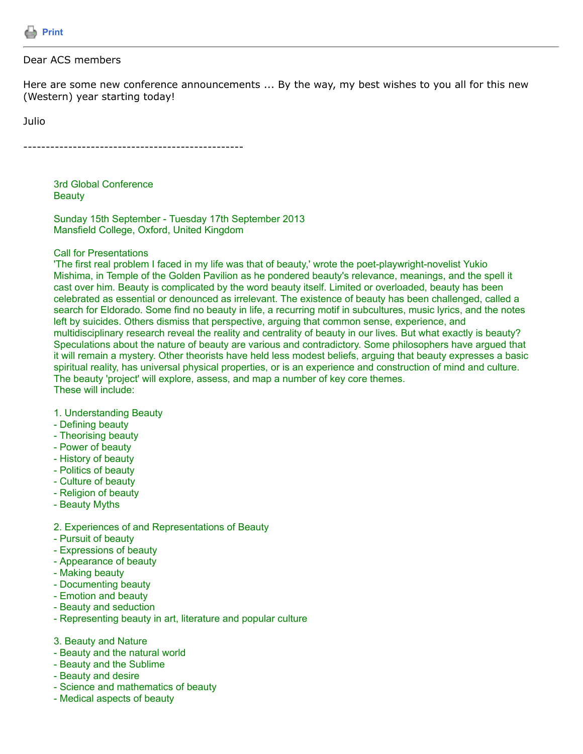Print

---

Dear ACS members

Here are some new conference announcements ... By the way, my best wishes to you all for this new (Western) year starting today!

Julio

-------------------------------------------------

3rd Global Conference
Beauty

Sunday 15th September - Tuesday 17th September 2013
Mansfield College, Oxford, United Kingdom

Call for Presentations
'The first real problem I faced in my life was that of beauty,' wrote the poet-playwright-novelist Yukio Mishima, in Temple of the Golden Pavilion as he pondered beauty's relevance, meanings, and the spell it cast over him. Beauty is complicated by the word beauty itself. Limited or overloaded, beauty has been celebrated as essential or denounced as irrelevant. The existence of beauty has been challenged, called a search for Eldorado. Some find no beauty in life, a recurring motif in subcultures, music lyrics, and the notes left by suicides. Others dismiss that perspective, arguing that common sense, experience, and multidisciplinary research reveal the reality and centrality of beauty in our lives. But what exactly is beauty? Speculations about the nature of beauty are various and contradictory. Some philosophers have argued that it will remain a mystery. Other theorists have held less modest beliefs, arguing that beauty expresses a basic spiritual reality, has universal physical properties, or is an experience and construction of mind and culture. The beauty 'project' will explore, assess, and map a number of key core themes.
These will include:

1. Understanding Beauty
- Defining beauty
- Theorising beauty
- Power of beauty
- History of beauty
- Politics of beauty
- Culture of beauty
- Religion of beauty
- Beauty Myths

2. Experiences of and Representations of Beauty
- Pursuit of beauty
- Expressions of beauty
- Appearance of beauty
- Making beauty
- Documenting beauty
- Emotion and beauty
- Beauty and seduction
- Representing beauty in art, literature and popular culture

3. Beauty and Nature
- Beauty and the natural world
- Beauty and the Sublime
- Beauty and desire
- Science and mathematics of beauty
- Medical aspects of beauty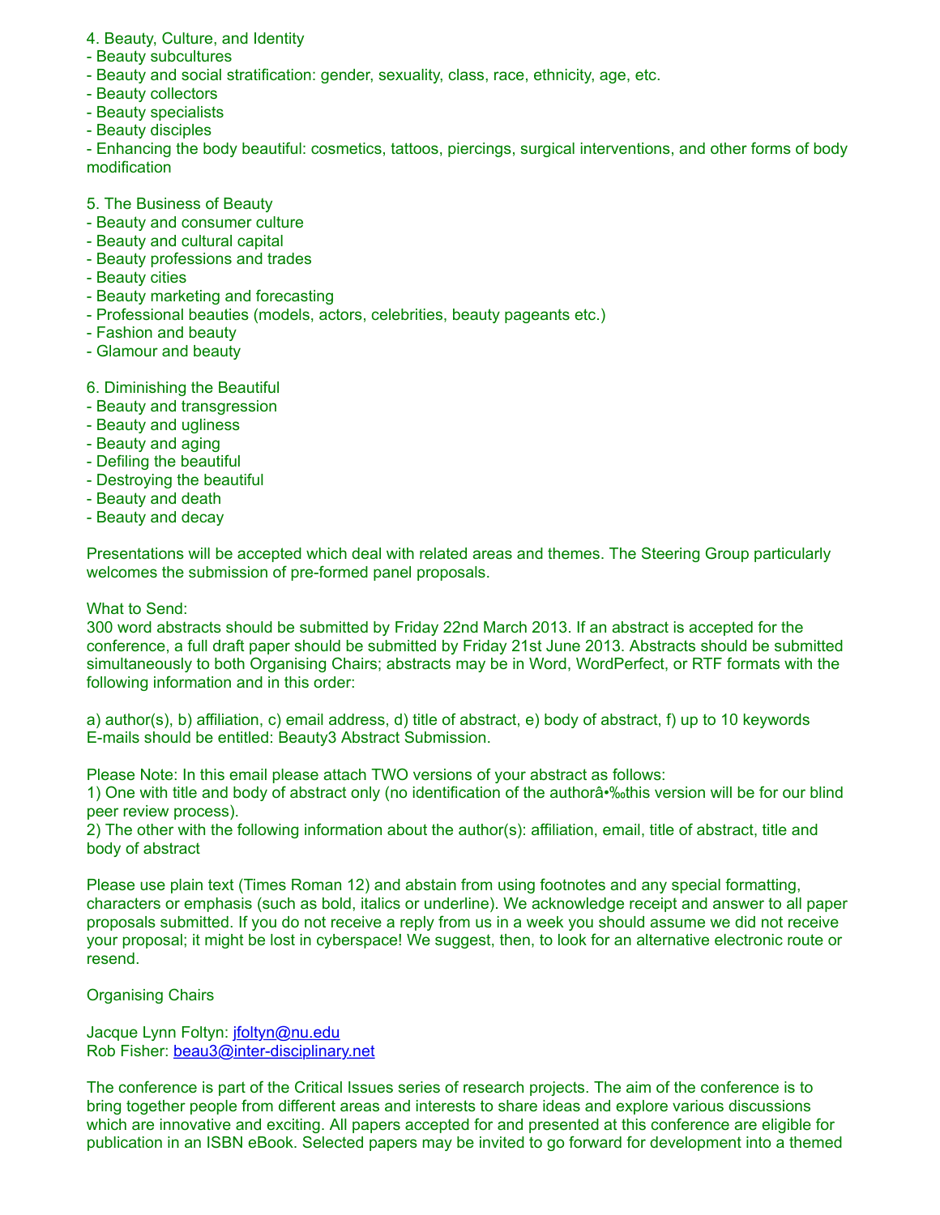4. Beauty, Culture, and Identity
- Beauty subcultures
- Beauty and social stratification: gender, sexuality, class, race, ethnicity, age, etc.
- Beauty collectors
- Beauty specialists
- Beauty disciples
- Enhancing the body beautiful: cosmetics, tattoos, piercings, surgical interventions, and other forms of body modification

5. The Business of Beauty
- Beauty and consumer culture
- Beauty and cultural capital
- Beauty professions and trades
- Beauty cities
- Beauty marketing and forecasting
- Professional beauties (models, actors, celebrities, beauty pageants etc.)
- Fashion and beauty
- Glamour and beauty

6. Diminishing the Beautiful
- Beauty and transgression
- Beauty and ugliness
- Beauty and aging
- Defiling the beautiful
- Destroying the beautiful
- Beauty and death
- Beauty and decay

Presentations will be accepted which deal with related areas and themes. The Steering Group particularly welcomes the submission of pre-formed panel proposals.

What to Send:
300 word abstracts should be submitted by Friday 22nd March 2013. If an abstract is accepted for the conference, a full draft paper should be submitted by Friday 21st June 2013. Abstracts should be submitted simultaneously to both Organising Chairs; abstracts may be in Word, WordPerfect, or RTF formats with the following information and in this order:

a) author(s), b) affiliation, c) email address, d) title of abstract, e) body of abstract, f) up to 10 keywords
E-mails should be entitled: Beauty3 Abstract Submission.

Please Note: In this email please attach TWO versions of your abstract as follows:
1) One with title and body of abstract only (no identification of the authorâ•‰this version will be for our blind peer review process).
2) The other with the following information about the author(s): affiliation, email, title of abstract, title and body of abstract

Please use plain text (Times Roman 12) and abstain from using footnotes and any special formatting, characters or emphasis (such as bold, italics or underline). We acknowledge receipt and answer to all paper proposals submitted. If you do not receive a reply from us in a week you should assume we did not receive your proposal; it might be lost in cyberspace! We suggest, then, to look for an alternative electronic route or resend.

Organising Chairs

Jacque Lynn Foltyn: jfoltyn@nu.edu
Rob Fisher: beau3@inter-disciplinary.net

The conference is part of the Critical Issues series of research projects. The aim of the conference is to bring together people from different areas and interests to share ideas and explore various discussions which are innovative and exciting. All papers accepted for and presented at this conference are eligible for publication in an ISBN eBook. Selected papers may be invited to go forward for development into a themed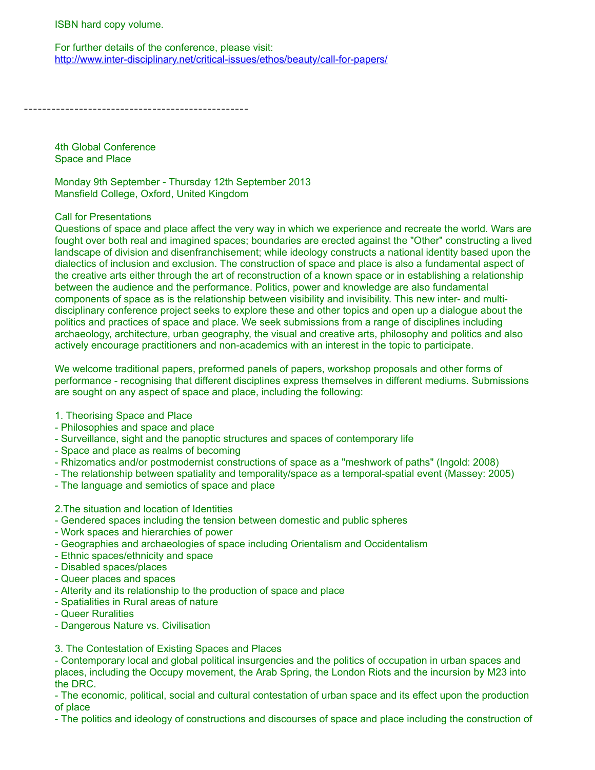ISBN hard copy volume.

For further details of the conference, please visit:
http://www.inter-disciplinary.net/critical-issues/ethos/beauty/call-for-papers/

--------------------------------------------------

4th Global Conference
Space and Place

Monday 9th September - Thursday 12th September 2013
Mansfield College, Oxford, United Kingdom

Call for Presentations
Questions of space and place affect the very way in which we experience and recreate the world. Wars are fought over both real and imagined spaces; boundaries are erected against the "Other" constructing a lived landscape of division and disenfranchisement; while ideology constructs a national identity based upon the dialectics of inclusion and exclusion. The construction of space and place is also a fundamental aspect of the creative arts either through the art of reconstruction of a known space or in establishing a relationship between the audience and the performance. Politics, power and knowledge are also fundamental components of space as is the relationship between visibility and invisibility. This new inter- and multi-disciplinary conference project seeks to explore these and other topics and open up a dialogue about the politics and practices of space and place. We seek submissions from a range of disciplines including archaeology, architecture, urban geography, the visual and creative arts, philosophy and politics and also actively encourage practitioners and non-academics with an interest in the topic to participate.

We welcome traditional papers, preformed panels of papers, workshop proposals and other forms of performance - recognising that different disciplines express themselves in different mediums. Submissions are sought on any aspect of space and place, including the following:

1. Theorising Space and Place
- Philosophies and space and place
- Surveillance, sight and the panoptic structures and spaces of contemporary life
- Space and place as realms of becoming
- Rhizomatics and/or postmodernist constructions of space as a "meshwork of paths" (Ingold: 2008)
- The relationship between spatiality and temporality/space as a temporal-spatial event (Massey: 2005)
- The language and semiotics of space and place

2.The situation and location of Identities
- Gendered spaces including the tension between domestic and public spheres
- Work spaces and hierarchies of power
- Geographies and archaeologies of space including Orientalism and Occidentalism
- Ethnic spaces/ethnicity and space
- Disabled spaces/places
- Queer places and spaces
- Alterity and its relationship to the production of space and place
- Spatialities in Rural areas of nature
- Queer Ruralities
- Dangerous Nature vs. Civilisation

3. The Contestation of Existing Spaces and Places
- Contemporary local and global political insurgencies and the politics of occupation in urban spaces and places, including the Occupy movement, the Arab Spring, the London Riots and the incursion by M23 into the DRC.
- The economic, political, social and cultural contestation of urban space and its effect upon the production of place
- The politics and ideology of constructions and discourses of space and place including the construction of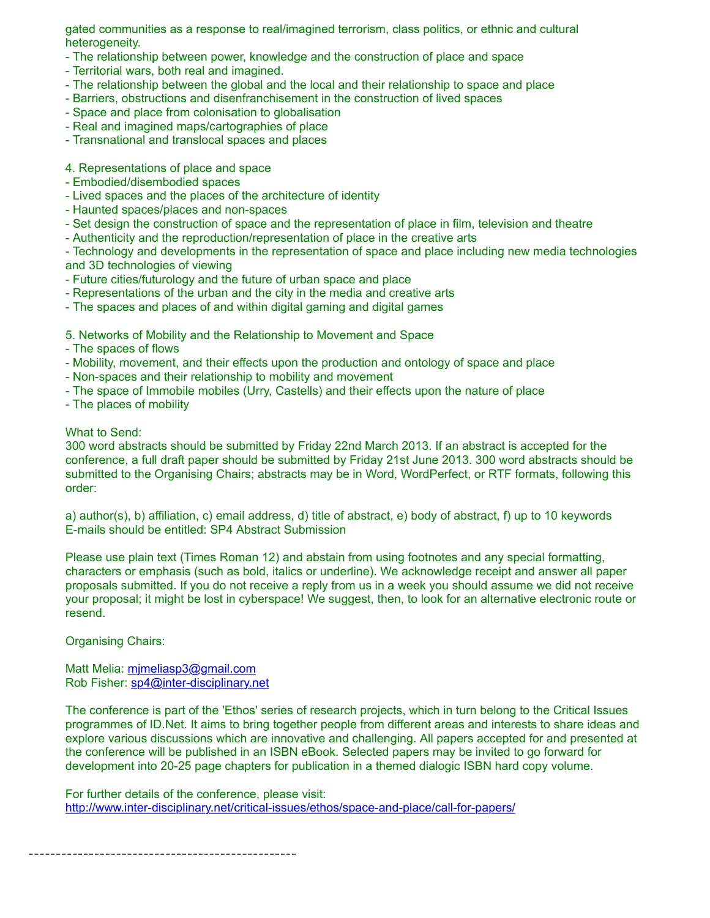gated communities as a response to real/imagined terrorism, class politics, or ethnic and cultural heterogeneity.
- The relationship between power, knowledge and the construction of place and space
- Territorial wars, both real and imagined.
- The relationship between the global and the local and their relationship to space and place
- Barriers, obstructions and disenfranchisement in the construction of lived spaces
- Space and place from colonisation to globalisation
- Real and imagined maps/cartographies of place
- Transnational and translocal spaces and places

4. Representations of place and space
- Embodied/disembodied spaces
- Lived spaces and the places of the architecture of identity
- Haunted spaces/places and non-spaces
- Set design the construction of space and the representation of place in film, television and theatre
- Authenticity and the reproduction/representation of place in the creative arts
- Technology and developments in the representation of space and place including new media technologies and 3D technologies of viewing
- Future cities/futurology and the future of urban space and place
- Representations of the urban and the city in the media and creative arts
- The spaces and places of and within digital gaming and digital games

5. Networks of Mobility and the Relationship to Movement and Space
- The spaces of flows
- Mobility, movement, and their effects upon the production and ontology of space and place
- Non-spaces and their relationship to mobility and movement
- The space of Immobile mobiles (Urry, Castells) and their effects upon the nature of place
- The places of mobility

What to Send:
300 word abstracts should be submitted by Friday 22nd March 2013. If an abstract is accepted for the conference, a full draft paper should be submitted by Friday 21st June 2013. 300 word abstracts should be submitted to the Organising Chairs; abstracts may be in Word, WordPerfect, or RTF formats, following this order:

a) author(s), b) affiliation, c) email address, d) title of abstract, e) body of abstract, f) up to 10 keywords
E-mails should be entitled: SP4 Abstract Submission

Please use plain text (Times Roman 12) and abstain from using footnotes and any special formatting, characters or emphasis (such as bold, italics or underline). We acknowledge receipt and answer all paper proposals submitted. If you do not receive a reply from us in a week you should assume we did not receive your proposal; it might be lost in cyberspace! We suggest, then, to look for an alternative electronic route or resend.

Organising Chairs:

Matt Melia: mjmeliasp3@gmail.com
Rob Fisher: sp4@inter-disciplinary.net

The conference is part of the 'Ethos' series of research projects, which in turn belong to the Critical Issues programmes of ID.Net. It aims to bring together people from different areas and interests to share ideas and explore various discussions which are innovative and challenging. All papers accepted for and presented at the conference will be published in an ISBN eBook. Selected papers may be invited to go forward for development into 20-25 page chapters for publication in a themed dialogic ISBN hard copy volume.

For further details of the conference, please visit:
http://www.inter-disciplinary.net/critical-issues/ethos/space-and-place/call-for-papers/

-------------------------------------------------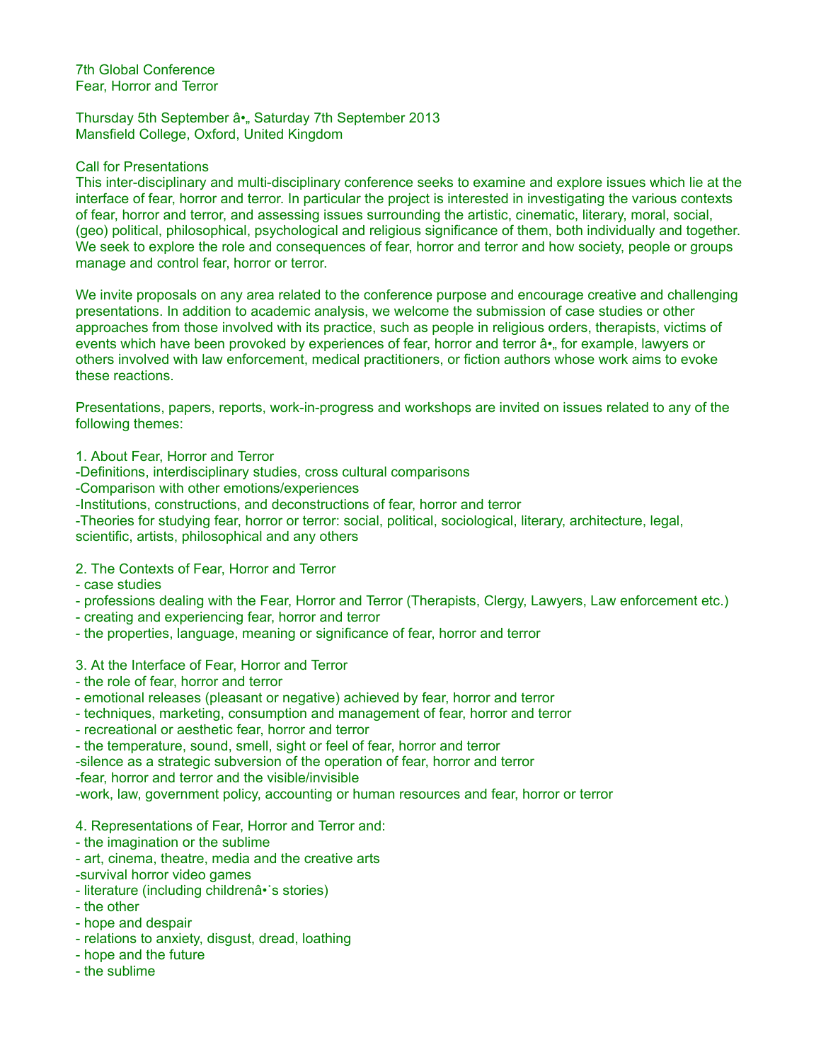7th Global Conference
Fear, Horror and Terror

Thursday 5th September â•„ Saturday 7th September 2013
Mansfield College, Oxford, United Kingdom

Call for Presentations
This inter-disciplinary and multi-disciplinary conference seeks to examine and explore issues which lie at the interface of fear, horror and terror. In particular the project is interested in investigating the various contexts of fear, horror and terror, and assessing issues surrounding the artistic, cinematic, literary, moral, social, (geo) political, philosophical, psychological and religious significance of them, both individually and together. We seek to explore the role and consequences of fear, horror and terror and how society, people or groups manage and control fear, horror or terror.

We invite proposals on any area related to the conference purpose and encourage creative and challenging presentations. In addition to academic analysis, we welcome the submission of case studies or other approaches from those involved with its practice, such as people in religious orders, therapists, victims of events which have been provoked by experiences of fear, horror and terror â•„ for example, lawyers or others involved with law enforcement, medical practitioners, or fiction authors whose work aims to evoke these reactions.

Presentations, papers, reports, work-in-progress and workshops are invited on issues related to any of the following themes:

1. About Fear, Horror and Terror
-Definitions, interdisciplinary studies, cross cultural comparisons
-Comparison with other emotions/experiences
-Institutions, constructions, and deconstructions of fear, horror and terror
-Theories for studying fear, horror or terror: social, political, sociological, literary, architecture, legal, scientific, artists, philosophical and any others

2. The Contexts of Fear, Horror and Terror
- case studies
- professions dealing with the Fear, Horror and Terror (Therapists, Clergy, Lawyers, Law enforcement etc.)
- creating and experiencing fear, horror and terror
- the properties, language, meaning or significance of fear, horror and terror

3. At the Interface of Fear, Horror and Terror
- the role of fear, horror and terror
- emotional releases (pleasant or negative) achieved by fear, horror and terror
- techniques, marketing, consumption and management of fear, horror and terror
- recreational or aesthetic fear, horror and terror
- the temperature, sound, smell, sight or feel of fear, horror and terror
-silence as a strategic subversion of the operation of fear, horror and terror
-fear, horror and terror and the visible/invisible
-work, law, government policy, accounting or human resources and fear, horror or terror

4. Representations of Fear, Horror and Terror and:
- the imagination or the sublime
- art, cinema, theatre, media and the creative arts
-survival horror video games
- literature (including childrenâ•˙s stories)
- the other
- hope and despair
- relations to anxiety, disgust, dread, loathing
- hope and the future
- the sublime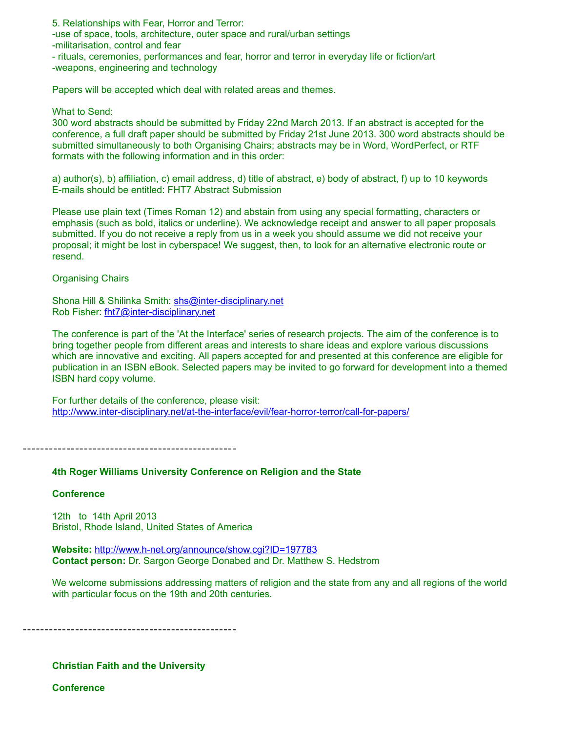5. Relationships with Fear, Horror and Terror:
-use of space, tools, architecture, outer space and rural/urban settings
-militarisation, control and fear
- rituals, ceremonies, performances and fear, horror and terror in everyday life or fiction/art
-weapons, engineering and technology

Papers will be accepted which deal with related areas and themes.

What to Send:
300 word abstracts should be submitted by Friday 22nd March 2013. If an abstract is accepted for the conference, a full draft paper should be submitted by Friday 21st June 2013. 300 word abstracts should be submitted simultaneously to both Organising Chairs; abstracts may be in Word, WordPerfect, or RTF formats with the following information and in this order:

a) author(s), b) affiliation, c) email address, d) title of abstract, e) body of abstract, f) up to 10 keywords
E-mails should be entitled: FHT7 Abstract Submission

Please use plain text (Times Roman 12) and abstain from using any special formatting, characters or emphasis (such as bold, italics or underline). We acknowledge receipt and answer to all paper proposals submitted. If you do not receive a reply from us in a week you should assume we did not receive your proposal; it might be lost in cyberspace! We suggest, then, to look for an alternative electronic route or resend.

Organising Chairs

Shona Hill & Shilinka Smith: shs@inter-disciplinary.net
Rob Fisher: fht7@inter-disciplinary.net

The conference is part of the 'At the Interface' series of research projects. The aim of the conference is to bring together people from different areas and interests to share ideas and explore various discussions which are innovative and exciting. All papers accepted for and presented at this conference are eligible for publication in an ISBN eBook. Selected papers may be invited to go forward for development into a themed ISBN hard copy volume.

For further details of the conference, please visit:
http://www.inter-disciplinary.net/at-the-interface/evil/fear-horror-terror/call-for-papers/

-------------------------------------------------

**4th Roger Williams University Conference on Religion and the State**

**Conference**

12th to 14th April 2013
Bristol, Rhode Island, United States of America

**Website:** http://www.h-net.org/announce/show.cgi?ID=197783
**Contact person:** Dr. Sargon George Donabed and Dr. Matthew S. Hedstrom

We welcome submissions addressing matters of religion and the state from any and all regions of the world with particular focus on the 19th and 20th centuries.

-------------------------------------------------

**Christian Faith and the University**

**Conference**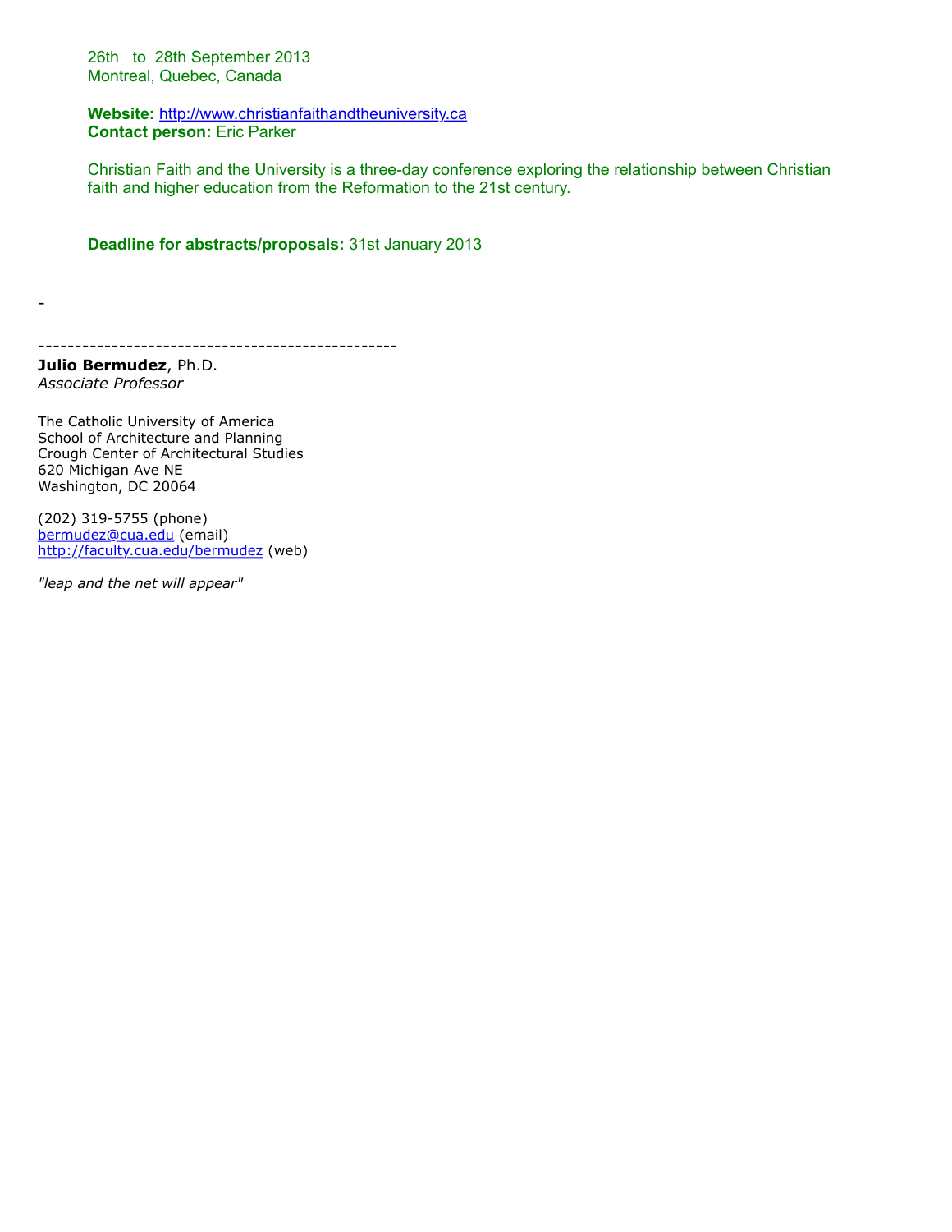26th to 28th September 2013
Montreal, Quebec, Canada

**Website:** http://www.christianfaithandtheuniversity.ca
**Contact person:** Eric Parker

Christian Faith and the University is a three-day conference exploring the relationship between Christian faith and higher education from the Reformation to the 21st century.

**Deadline for abstracts/proposals:** 31st January 2013

-

-------------------------------------------------
**Julio Bermudez**, Ph.D.
*Associate Professor*

The Catholic University of America
School of Architecture and Planning
Crough Center of Architectural Studies
620 Michigan Ave NE
Washington, DC 20064

(202) 319-5755 (phone)
bermudez@cua.edu (email)
http://faculty.cua.edu/bermudez (web)

*"leap and the net will appear"*